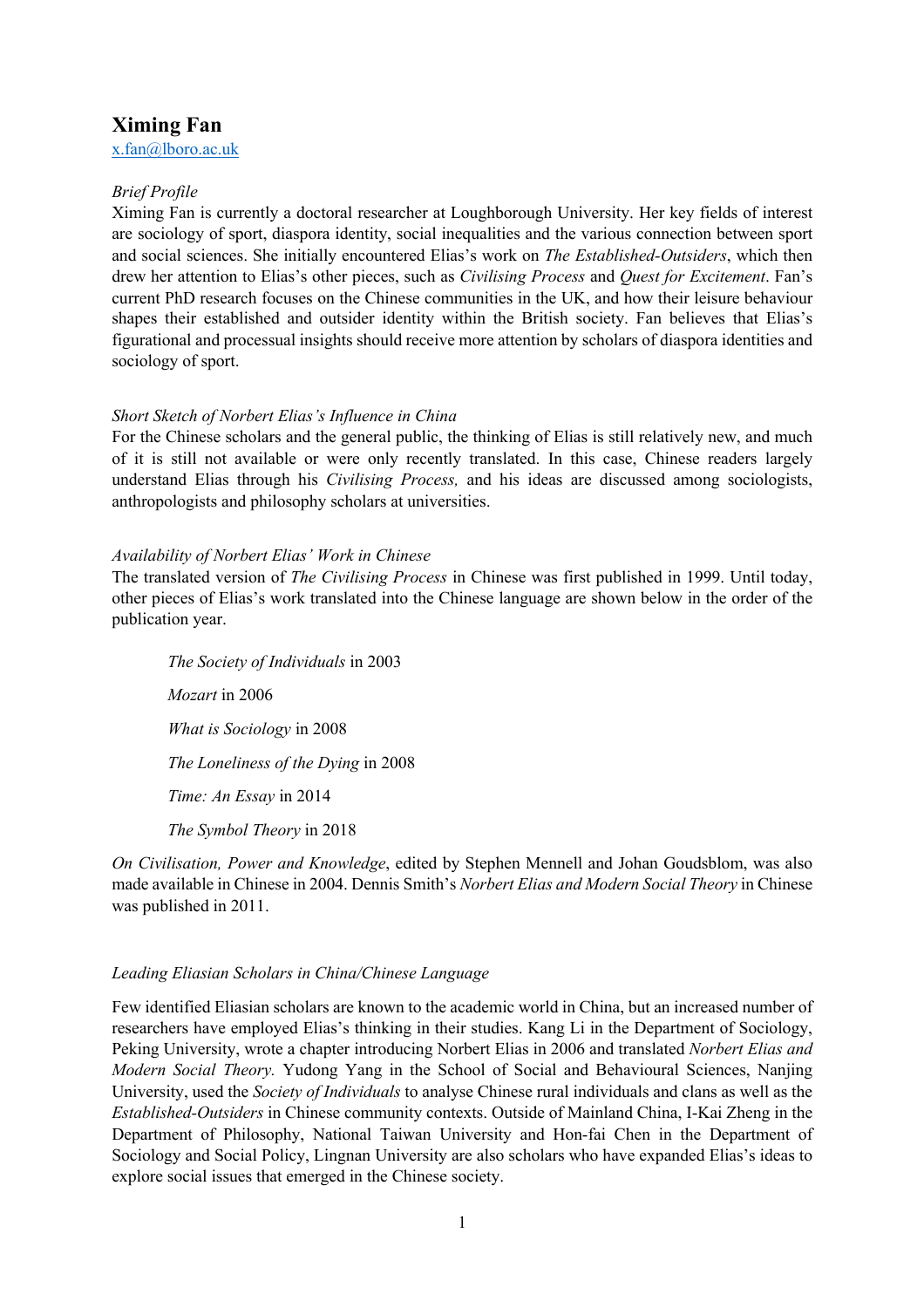# Ximing Fan

x.fan@lboro.ac.uk

*Brief Profile*

Ximing Fan is currently a doctoral researcher at Loughborough University. Her key fields of interest are sociology of sport, diaspora identity, social inequalities and the various connection between sport and social sciences. She initially encountered Elias's work on *The Established-Outsiders*, which then drew her attention to Elias's other pieces, such as *Civilising Process* and *Quest for Excitement*. Fan's current PhD research focuses on the Chinese communities in the UK, and how their leisure behaviour shapes their established and outsider identity within the British society. Fan believes that Elias's figurational and processual insights should receive more attention by scholars of diaspora identities and sociology of sport.

*Short Sketch of Norbert Elias's Influence in China*

For the Chinese scholars and the general public, the thinking of Elias is still relatively new, and much of it is still not available or were only recently translated. In this case, Chinese readers largely understand Elias through his *Civilising Process,* and his ideas are discussed among sociologists, anthropologists and philosophy scholars at universities.

*Availability of Norbert Elias' Work in Chinese*

The translated version of *The Civilising Process* in Chinese was first published in 1999. Until today, other pieces of Elias's work translated into the Chinese language are shown below in the order of the publication year.

*The Society of Individuals* in 2003

*Mozart* in 2006

*What is Sociology* in 2008

*The Loneliness of the Dying* in 2008

*Time: An Essay* in 2014

*The Symbol Theory* in 2018

*On Civilisation, Power and Knowledge*, edited by Stephen Mennell and Johan Goudsblom, was also made available in Chinese in 2004. Dennis Smith's *Norbert Elias and Modern Social Theory* in Chinese was published in 2011.

*Leading Eliasian Scholars in China/Chinese Language*

Few identified Eliasian scholars are known to the academic world in China, but an increased number of researchers have employed Elias's thinking in their studies. Kang Li in the Department of Sociology, Peking University, wrote a chapter introducing Norbert Elias in 2006 and translated *Norbert Elias and Modern Social Theory.* Yudong Yang in the School of Social and Behavioural Sciences, Nanjing University, used the *Society of Individuals* to analyse Chinese rural individuals and clans as well as the *Established-Outsiders* in Chinese community contexts. Outside of Mainland China, I-Kai Zheng in the Department of Philosophy, National Taiwan University and Hon-fai Chen in the Department of Sociology and Social Policy, Lingnan University are also scholars who have expanded Elias's ideas to explore social issues that emerged in the Chinese society.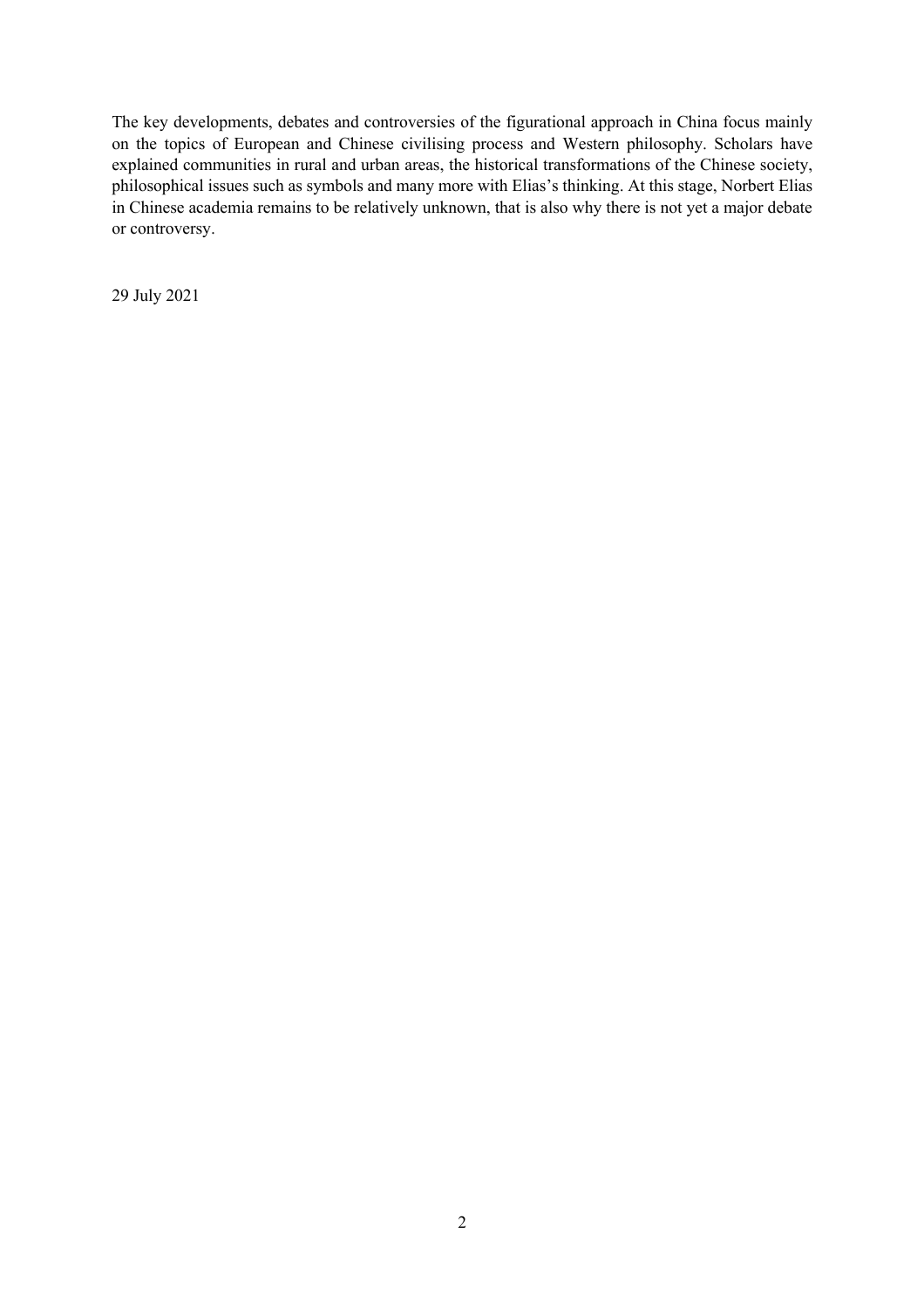The key developments, debates and controversies of the figurational approach in China focus mainly on the topics of European and Chinese civilising process and Western philosophy. Scholars have explained communities in rural and urban areas, the historical transformations of the Chinese society, philosophical issues such as symbols and many more with Elias's thinking. At this stage, Norbert Elias in Chinese academia remains to be relatively unknown, that is also why there is not yet a major debate or controversy.

29 July 2021